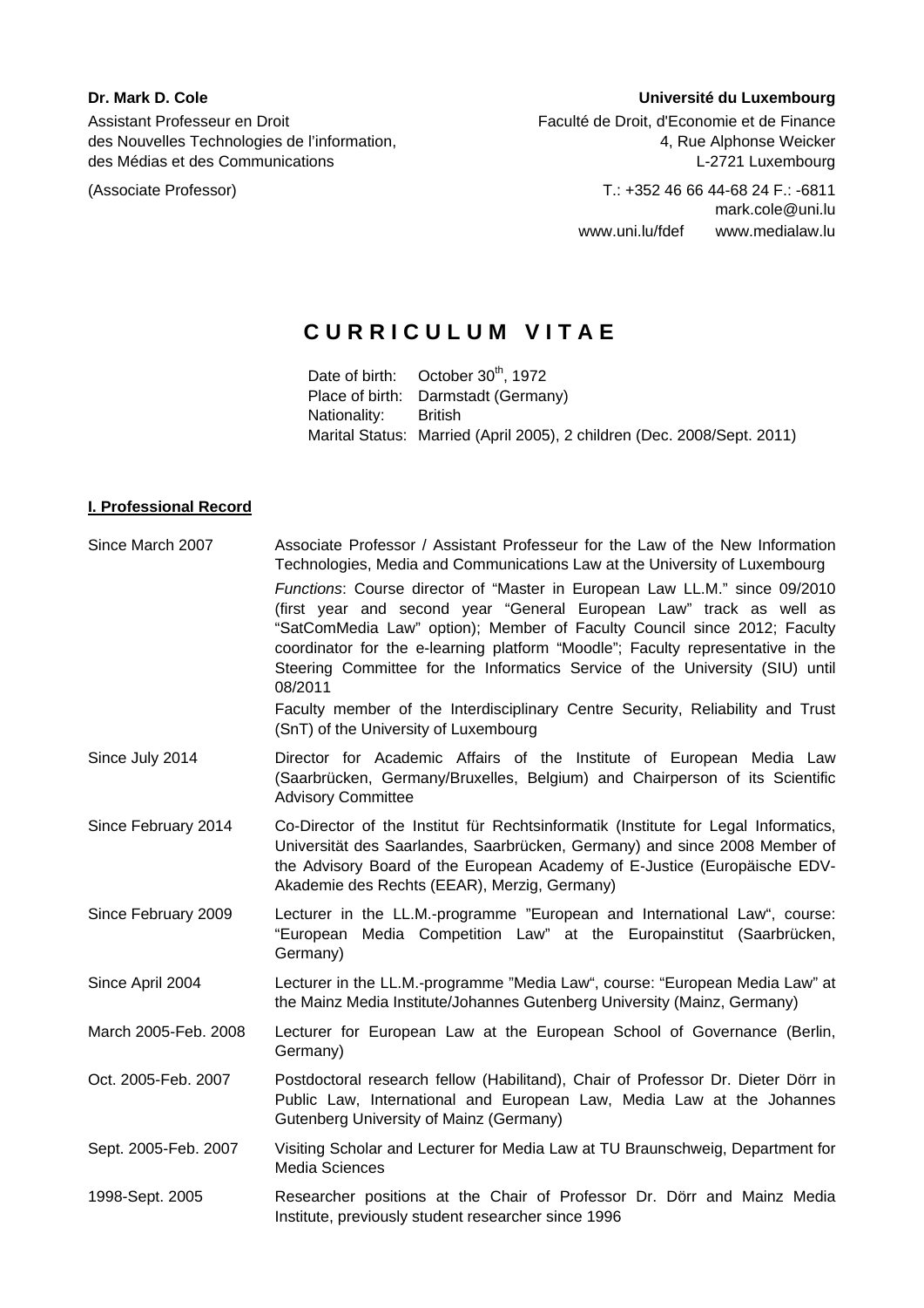**Dr. Mark D. Cole**

Assistant Professeur en Droit
des Nouvelles Technologies de l'information,
des Médias et des Communications

(Associate Professor)

**Université du Luxembourg**

Faculté de Droit, d'Economie et de Finance
4, Rue Alphonse Weicker
L-2721 Luxembourg

T.: +352 46 66 44-68 24 F.: -6811
mark.cole@uni.lu
www.uni.lu/fdef www.medialaw.lu

# CURRICULUM VITAE

Date of birth: October 30th, 1972
Place of birth: Darmstadt (Germany)
Nationality: British
Marital Status: Married (April 2005), 2 children (Dec. 2008/Sept. 2011)

## I. Professional Record

| | |
|---|---|
| Since March 2007 | Associate Professor / Assistant Professeur for the Law of the New Information Technologies, Media and Communications Law at the University of Luxembourg<br>*Functions*: Course director of "Master in European Law LL.M." since 09/2010 (first year and second year "General European Law" track as well as "SatComMedia Law" option); Member of Faculty Council since 2012; Faculty coordinator for the e-learning platform "Moodle"; Faculty representative in the Steering Committee for the Informatics Service of the University (SIU) until 08/2011<br>Faculty member of the Interdisciplinary Centre Security, Reliability and Trust (SnT) of the University of Luxembourg |
| Since July 2014 | Director for Academic Affairs of the Institute of European Media Law (Saarbrücken, Germany/Bruxelles, Belgium) and Chairperson of its Scientific Advisory Committee |
| Since February 2014 | Co-Director of the Institut für Rechtsinformatik (Institute for Legal Informatics, Universität des Saarlandes, Saarbrücken, Germany) and since 2008 Member of the Advisory Board of the European Academy of E-Justice (Europäische EDV-Akademie des Rechts (EEAR), Merzig, Germany) |
| Since February 2009 | Lecturer in the LL.M.-programme "European and International Law", course: "European Media Competition Law" at the Europainstitut (Saarbrücken, Germany) |
| Since April 2004 | Lecturer in the LL.M.-programme "Media Law", course: "European Media Law" at the Mainz Media Institute/Johannes Gutenberg University (Mainz, Germany) |
| March 2005-Feb. 2008 | Lecturer for European Law at the European School of Governance (Berlin, Germany) |
| Oct. 2005-Feb. 2007 | Postdoctoral research fellow (Habilitand), Chair of Professor Dr. Dieter Dörr in Public Law, International and European Law, Media Law at the Johannes Gutenberg University of Mainz (Germany) |
| Sept. 2005-Feb. 2007 | Visiting Scholar and Lecturer for Media Law at TU Braunschweig, Department for Media Sciences |
| 1998-Sept. 2005 | Researcher positions at the Chair of Professor Dr. Dörr and Mainz Media Institute, previously student researcher since 1996 |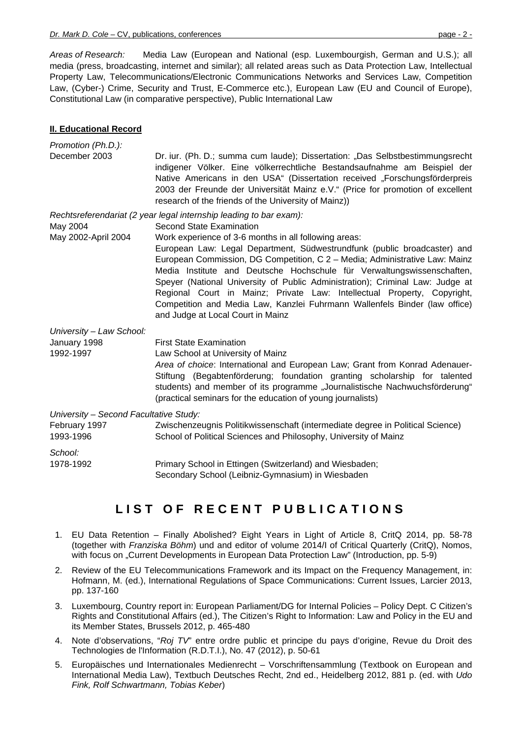*Areas of Research:* Media Law (European and National (esp. Luxembourgish, German and U.S.); all media (press, broadcasting, internet and similar); all related areas such as Data Protection Law, Intellectual Property Law, Telecommunications/Electronic Communications Networks and Services Law, Competition Law, (Cyber-) Crime, Security and Trust, E-Commerce etc.), European Law (EU and Council of Europe), Constitutional Law (in comparative perspective), Public International Law

## II. Educational Record

*Promotion (Ph.D.):*

December 2003 — Dr. iur. (Ph. D.; summa cum laude); Dissertation: „Das Selbstbestimmungsrecht indigener Völker. Eine völkerrechtliche Bestandsaufnahme am Beispiel der Native Americans in den USA" (Dissertation received „Forschungsförderpreis 2003 der Freunde der Universität Mainz e.V." (Price for promotion of excellent research of the friends of the University of Mainz))

*Rechtsreferendariat (2 year legal internship leading to bar exam):*

May 2004 — Second State Examination

May 2002-April 2004 — Work experience of 3-6 months in all following areas: European Law: Legal Department, Südwestrundfunk (public broadcaster) and European Commission, DG Competition, C 2 – Media; Administrative Law: Mainz Media Institute and Deutsche Hochschule für Verwaltungswissenschaften, Speyer (National University of Public Administration); Criminal Law: Judge at Regional Court in Mainz; Private Law: Intellectual Property, Copyright, Competition and Media Law, Kanzlei Fuhrmann Wallenfels Binder (law office) and Judge at Local Court in Mainz

*University – Law School:*

January 1998 — First State Examination

1992-1997 — Law School at University of Mainz
*Area of choice*: International and European Law; Grant from Konrad Adenauer-Stiftung (Begabtenförderung; foundation granting scholarship for talented students) and member of its programme „Journalistische Nachwuchsförderung" (practical seminars for the education of young journalists)

*University – Second Facultative Study:*

February 1997 — Zwischenzeugnis Politikwissenschaft (intermediate degree in Political Science)

1993-1996 — School of Political Sciences and Philosophy, University of Mainz

*School:*

1978-1992 — Primary School in Ettingen (Switzerland) and Wiesbaden;
Secondary School (Leibniz-Gymnasium) in Wiesbaden

# LIST OF RECENT PUBLICATIONS

1. EU Data Retention – Finally Abolished? Eight Years in Light of Article 8, CritQ 2014, pp. 58-78 (together with *Franziska Böhm*) und and editor of volume 2014/I of Critical Quarterly (CritQ), Nomos, with focus on „Current Developments in European Data Protection Law" (Introduction, pp. 5-9)
2. Review of the EU Telecommunications Framework and its Impact on the Frequency Management, in: Hofmann, M. (ed.), International Regulations of Space Communications: Current Issues, Larcier 2013, pp. 137-160
3. Luxembourg, Country report in: European Parliament/DG for Internal Policies – Policy Dept. C Citizen's Rights and Constitutional Affairs (ed.), The Citizen's Right to Information: Law and Policy in the EU and its Member States, Brussels 2012, p. 465-480
4. Note d'observations, "*Roj TV*" entre ordre public et principe du pays d'origine, Revue du Droit des Technologies de l'Information (R.D.T.I.), No. 47 (2012), p. 50-61
5. Europäisches und Internationales Medienrecht – Vorschriftensammlung (Textbook on European and International Media Law), Textbuch Deutsches Recht, 2nd ed., Heidelberg 2012, 881 p. (ed. with *Udo Fink, Rolf Schwartmann, Tobias Keber*)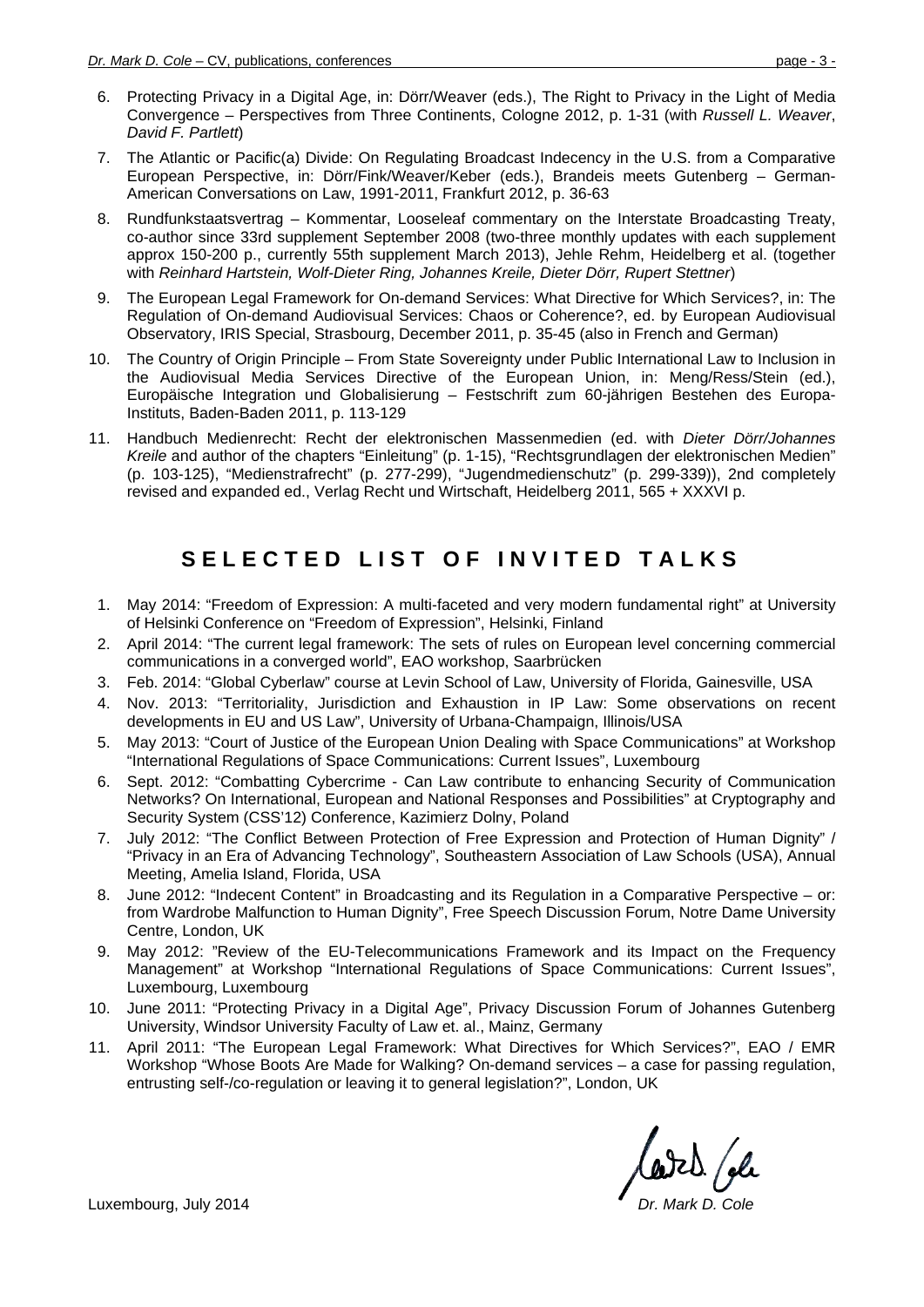6. Protecting Privacy in a Digital Age, in: Dörr/Weaver (eds.), The Right to Privacy in the Light of Media Convergence – Perspectives from Three Continents, Cologne 2012, p. 1-31 (with *Russell L. Weaver*, *David F. Partlett*)
7. The Atlantic or Pacific(a) Divide: On Regulating Broadcast Indecency in the U.S. from a Comparative European Perspective, in: Dörr/Fink/Weaver/Keber (eds.), Brandeis meets Gutenberg – German-American Conversations on Law, 1991-2011, Frankfurt 2012, p. 36-63
8. Rundfunkstaatsvertrag – Kommentar, Looseleaf commentary on the Interstate Broadcasting Treaty, co-author since 33rd supplement September 2008 (two-three monthly updates with each supplement approx 150-200 p., currently 55th supplement March 2013), Jehle Rehm, Heidelberg et al. (together with *Reinhard Hartstein, Wolf-Dieter Ring, Johannes Kreile, Dieter Dörr, Rupert Stettner*)
9. The European Legal Framework for On-demand Services: What Directive for Which Services?, in: The Regulation of On-demand Audiovisual Services: Chaos or Coherence?, ed. by European Audiovisual Observatory, IRIS Special, Strasbourg, December 2011, p. 35-45 (also in French and German)
10. The Country of Origin Principle – From State Sovereignty under Public International Law to Inclusion in the Audiovisual Media Services Directive of the European Union, in: Meng/Ress/Stein (ed.), Europäische Integration und Globalisierung – Festschrift zum 60-jährigen Bestehen des Europa-Instituts, Baden-Baden 2011, p. 113-129
11. Handbuch Medienrecht: Recht der elektronischen Massenmedien (ed. with *Dieter Dörr/Johannes Kreile* and author of the chapters “Einleitung” (p. 1-15), “Rechtsgrundlagen der elektronischen Medien” (p. 103-125), “Medienstrafrecht” (p. 277-299), “Jugendmedienschutz” (p. 299-339)), 2nd completely revised and expanded ed., Verlag Recht und Wirtschaft, Heidelberg 2011, 565 + XXXVI p.

## SELECTED LIST OF INVITED TALKS

1. May 2014: “Freedom of Expression: A multi-faceted and very modern fundamental right” at University of Helsinki Conference on “Freedom of Expression”, Helsinki, Finland
2. April 2014: “The current legal framework: The sets of rules on European level concerning commercial communications in a converged world”, EAO workshop, Saarbrücken
3. Feb. 2014: “Global Cyberlaw” course at Levin School of Law, University of Florida, Gainesville, USA
4. Nov. 2013: “Territoriality, Jurisdiction and Exhaustion in IP Law: Some observations on recent developments in EU and US Law”, University of Urbana-Champaign, Illinois/USA
5. May 2013: “Court of Justice of the European Union Dealing with Space Communications” at Workshop “International Regulations of Space Communications: Current Issues”, Luxembourg
6. Sept. 2012: “Combatting Cybercrime - Can Law contribute to enhancing Security of Communication Networks? On International, European and National Responses and Possibilities” at Cryptography and Security System (CSS’12) Conference, Kazimierz Dolny, Poland
7. July 2012: “The Conflict Between Protection of Free Expression and Protection of Human Dignity” / “Privacy in an Era of Advancing Technology”, Southeastern Association of Law Schools (USA), Annual Meeting, Amelia Island, Florida, USA
8. June 2012: “Indecent Content” in Broadcasting and its Regulation in a Comparative Perspective – or: from Wardrobe Malfunction to Human Dignity”, Free Speech Discussion Forum, Notre Dame University Centre, London, UK
9. May 2012: ”Review of the EU-Telecommunications Framework and its Impact on the Frequency Management” at Workshop “International Regulations of Space Communications: Current Issues”, Luxembourg, Luxembourg
10. June 2011: “Protecting Privacy in a Digital Age”, Privacy Discussion Forum of Johannes Gutenberg University, Windsor University Faculty of Law et. al., Mainz, Germany
11. April 2011: “The European Legal Framework: What Directives for Which Services?”, EAO / EMR Workshop “Whose Boots Are Made for Walking? On-demand services – a case for passing regulation, entrusting self-/co-regulation or leaving it to general legislation?”, London, UK

Luxembourg, July 2014

*Dr. Mark D. Cole*